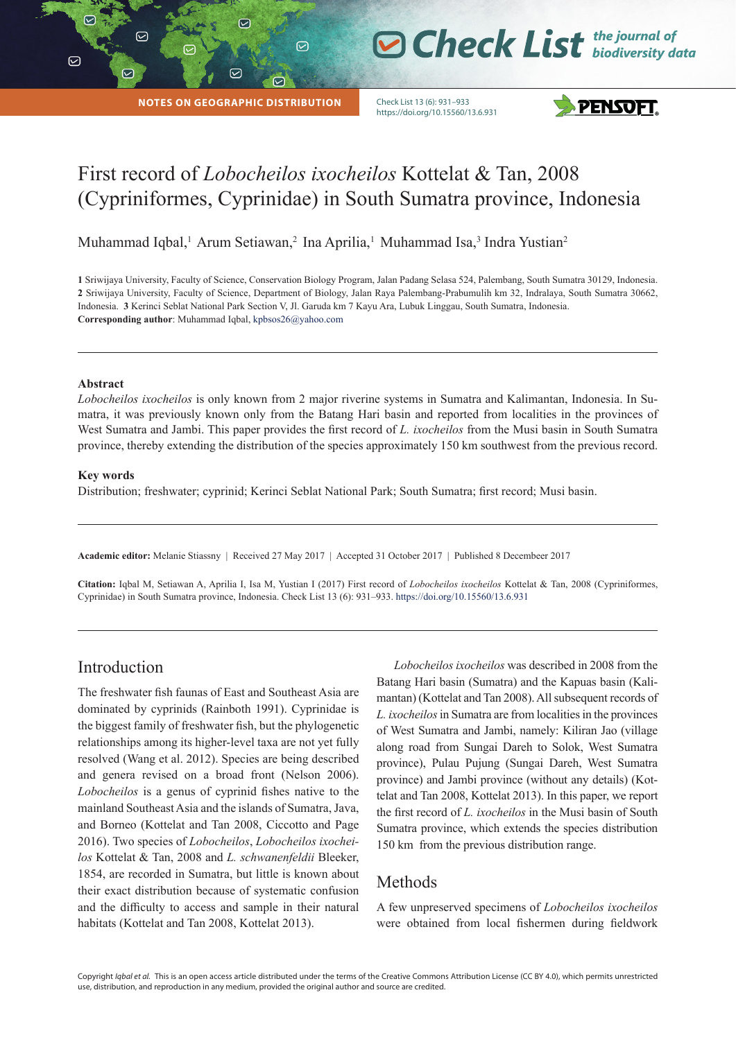NOTES ON GEOGRAPHIC DISTRIBUTION

# First record of *Lobocheilos ixocheilos* Kottelat & Tan, 2008 (Cypriniformes, Cyprinidae) in South Sumatra province, Indonesia

Muhammad Iqbal,[1] Arum Setiawan,[2] Ina Aprilia,[1] Muhammad Isa,[3] Indra Yustian[2]

**1** Sriwijaya University, Faculty of Science, Conservation Biology Program, Jalan Padang Selasa 524, Palembang, South Sumatra 30129, Indonesia. **2** Sriwijaya University, Faculty of Science, Department of Biology, Jalan Raya Palembang-Prabumulih km 32, Indralaya, South Sumatra 30662, Indonesia. **3** Kerinci Seblat National Park Section V, Jl. Garuda km 7 Kayu Ara, Lubuk Linggau, South Sumatra, Indonesia.
**Corresponding author**: Muhammad Iqbal, kpbsos26@yahoo.com

### Abstract

*Lobocheilos ixocheilos* is only known from 2 major riverine systems in Sumatra and Kalimantan, Indonesia. In Sumatra, it was previously known only from the Batang Hari basin and reported from localities in the provinces of West Sumatra and Jambi. This paper provides the first record of *L. ixocheilos* from the Musi basin in South Sumatra province, thereby extending the distribution of the species approximately 150 km southwest from the previous record.

### Key words

Distribution; freshwater; cyprinid; Kerinci Seblat National Park; South Sumatra; first record; Musi basin.

**Academic editor:** Melanie Stiassny | Received 27 May 2017 | Accepted 31 October 2017 | Published 8 Decemeber 2017

**Citation:** Iqbal M, Setiawan A, Aprilia I, Isa M, Yustian I (2017) First record of *Lobocheilos ixocheilos* Kottelat & Tan, 2008 (Cypriniformes, Cyprinidae) in South Sumatra province, Indonesia. Check List 13 (6): 931–933. https://doi.org/10.15560/13.6.931

## Introduction

The freshwater fish faunas of East and Southeast Asia are dominated by cyprinids (Rainboth 1991). Cyprinidae is the biggest family of freshwater fish, but the phylogenetic relationships among its higher-level taxa are not yet fully resolved (Wang et al. 2012). Species are being described and genera revised on a broad front (Nelson 2006). *Lobocheilos* is a genus of cyprinid fishes native to the mainland Southeast Asia and the islands of Sumatra, Java, and Borneo (Kottelat and Tan 2008, Ciccotto and Page 2016). Two species of *Lobocheilos*, *Lobocheilos ixocheilos* Kottelat & Tan, 2008 and *L. schwanenfeldii* Bleeker, 1854, are recorded in Sumatra, but little is known about their exact distribution because of systematic confusion and the difficulty to access and sample in their natural habitats (Kottelat and Tan 2008, Kottelat 2013).

*Lobocheilos ixocheilos* was described in 2008 from the Batang Hari basin (Sumatra) and the Kapuas basin (Kalimantan) (Kottelat and Tan 2008). All subsequent records of *L. ixocheilos* in Sumatra are from localities in the provinces of West Sumatra and Jambi, namely: Kiliran Jao (village along road from Sungai Dareh to Solok, West Sumatra province), Pulau Pujung (Sungai Dareh, West Sumatra province) and Jambi province (without any details) (Kottelat and Tan 2008, Kottelat 2013). In this paper, we report the first record of *L. ixocheilos* in the Musi basin of South Sumatra province, which extends the species distribution 150 km from the previous distribution range.

## Methods

A few unpreserved specimens of *Lobocheilos ixocheilos* were obtained from local fishermen during fieldwork

Copyright *Iqbal et al.* This is an open access article distributed under the terms of the Creative Commons Attribution License (CC BY 4.0), which permits unrestricted use, distribution, and reproduction in any medium, provided the original author and source are credited.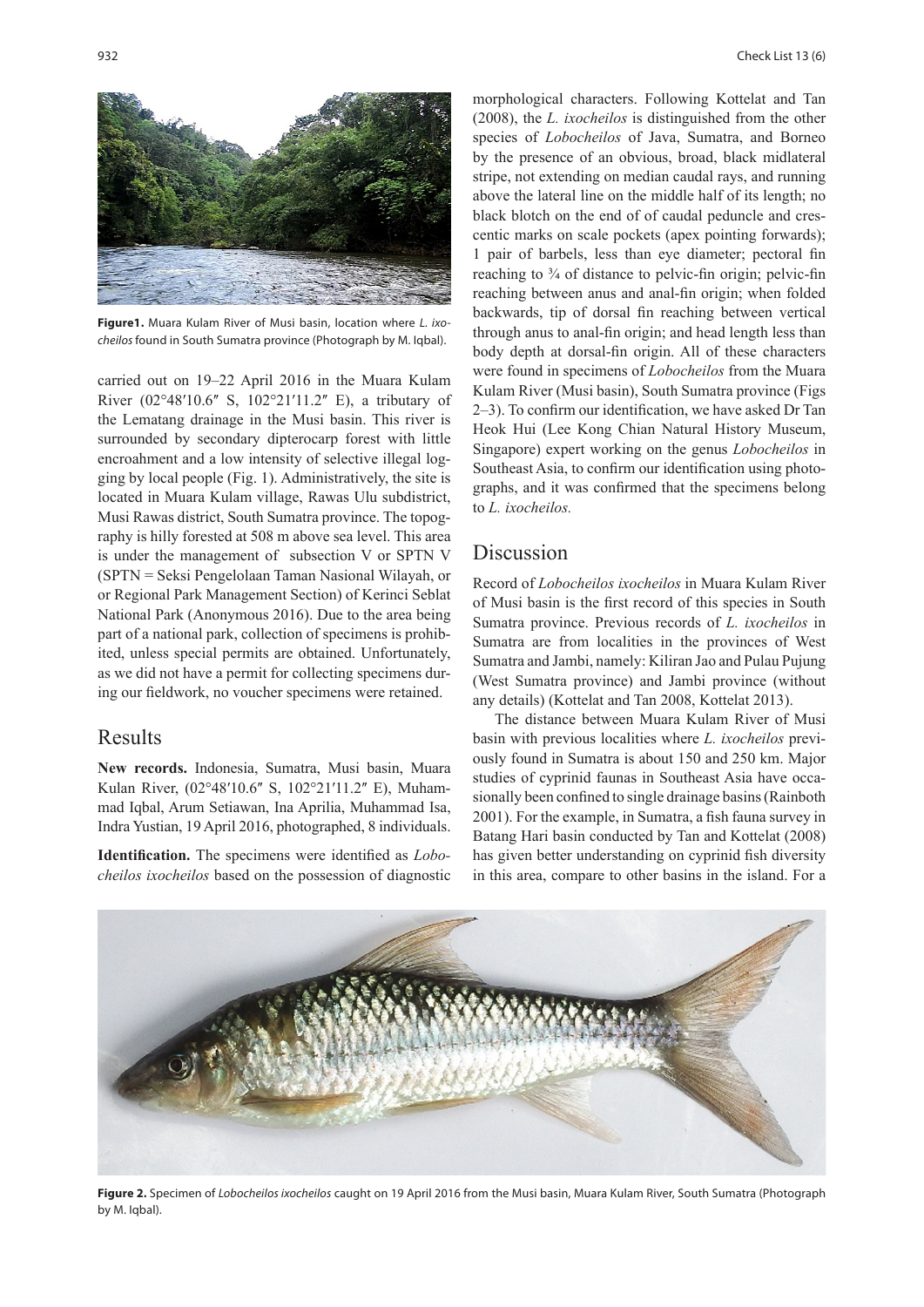**Figure1.** Muara Kulam River of Musi basin, location where *L. ixocheilos* found in South Sumatra province (Photograph by M. Iqbal).

carried out on 19–22 April 2016 in the Muara Kulam River (02°48′10.6″ S, 102°21′11.2″ E), a tributary of the Lematang drainage in the Musi basin. This river is surrounded by secondary dipterocarp forest with little encroahment and a low intensity of selective illegal logging by local people (Fig. 1). Administratively, the site is located in Muara Kulam village, Rawas Ulu subdistrict, Musi Rawas district, South Sumatra province. The topography is hilly forested at 508 m above sea level. This area is under the management of subsection V or SPTN V (SPTN = Seksi Pengelolaan Taman Nasional Wilayah, or or Regional Park Management Section) of Kerinci Seblat National Park (Anonymous 2016). Due to the area being part of a national park, collection of specimens is prohibited, unless special permits are obtained. Unfortunately, as we did not have a permit for collecting specimens during our fieldwork, no voucher specimens were retained.

## Results

**New records.** Indonesia, Sumatra, Musi basin, Muara Kulan River, (02°48′10.6″ S, 102°21′11.2″ E), Muhammad Iqbal, Arum Setiawan, Ina Aprilia, Muhammad Isa, Indra Yustian, 19 April 2016, photographed, 8 individuals.

**Identification.** The specimens were identified as *Lobocheilos ixocheilos* based on the possession of diagnostic morphological characters. Following Kottelat and Tan (2008), the *L. ixocheilos* is distinguished from the other species of *Lobocheilos* of Java, Sumatra, and Borneo by the presence of an obvious, broad, black midlateral stripe, not extending on median caudal rays, and running above the lateral line on the middle half of its length; no black blotch on the end of of caudal peduncle and crescentic marks on scale pockets (apex pointing forwards); 1 pair of barbels, less than eye diameter; pectoral fin reaching to ¾ of distance to pelvic-fin origin; pelvic-fin reaching between anus and anal-fin origin; when folded backwards, tip of dorsal fin reaching between vertical through anus to anal-fin origin; and head length less than body depth at dorsal-fin origin. All of these characters were found in specimens of *Lobocheilos* from the Muara Kulam River (Musi basin), South Sumatra province (Figs 2–3). To confirm our identification, we have asked Dr Tan Heok Hui (Lee Kong Chian Natural History Museum, Singapore) expert working on the genus *Lobocheilos* in Southeast Asia, to confirm our identification using photographs, and it was confirmed that the specimens belong to *L. ixocheilos.*

## Discussion

Record of *Lobocheilos ixocheilos* in Muara Kulam River of Musi basin is the first record of this species in South Sumatra province. Previous records of *L. ixocheilos* in Sumatra are from localities in the provinces of West Sumatra and Jambi, namely: Kiliran Jao and Pulau Pujung (West Sumatra province) and Jambi province (without any details) (Kottelat and Tan 2008, Kottelat 2013).

The distance between Muara Kulam River of Musi basin with previous localities where *L. ixocheilos* previously found in Sumatra is about 150 and 250 km. Major studies of cyprinid faunas in Southeast Asia have occasionally been confined to single drainage basins (Rainboth 2001). For the example, in Sumatra, a fish fauna survey in Batang Hari basin conducted by Tan and Kottelat (2008) has given better understanding on cyprinid fish diversity in this area, compare to other basins in the island. For a

**Figure 2.** Specimen of *Lobocheilos ixocheilos* caught on 19 April 2016 from the Musi basin, Muara Kulam River, South Sumatra (Photograph by M. Iqbal).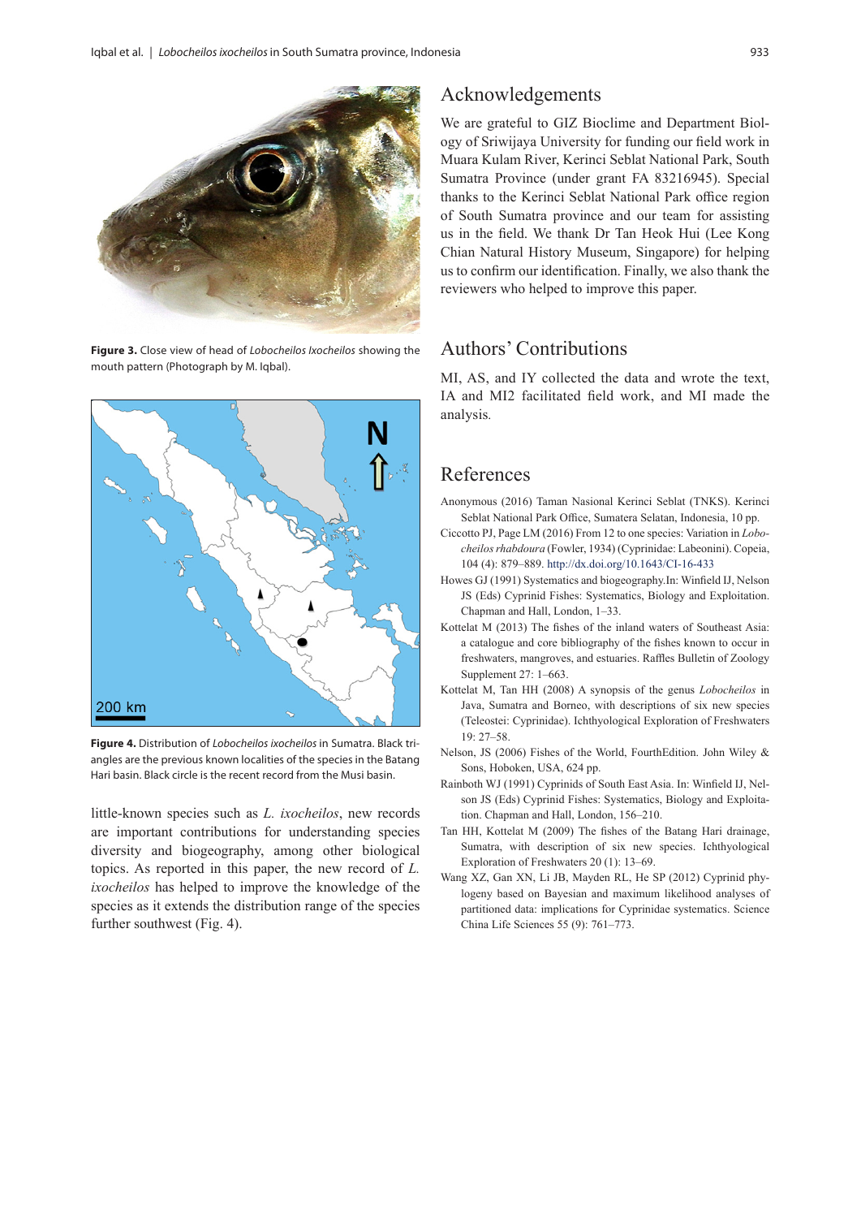Figure 3. Close view of head of *Lobocheilos Ixocheilos* showing the mouth pattern (Photograph by M. Iqbal).

N

200 km

Figure 4. Distribution of *Lobocheilos ixocheilos* in Sumatra. Black triangles are the previous known localities of the species in the Batang Hari basin. Black circle is the recent record from the Musi basin.

little-known species such as *L. ixocheilos*, new records are important contributions for understanding species diversity and biogeography, among other biological topics. As reported in this paper, the new record of *L. ixocheilos* has helped to improve the knowledge of the species as it extends the distribution range of the species further southwest (Fig. 4).

## Acknowledgements

We are grateful to GIZ Bioclime and Department Biology of Sriwijaya University for funding our field work in Muara Kulam River, Kerinci Seblat National Park, South Sumatra Province (under grant FA 83216945). Special thanks to the Kerinci Seblat National Park office region of South Sumatra province and our team for assisting us in the field. We thank Dr Tan Heok Hui (Lee Kong Chian Natural History Museum, Singapore) for helping us to confirm our identification. Finally, we also thank the reviewers who helped to improve this paper.

## Authors' Contributions

MI, AS, and IY collected the data and wrote the text, IA and MI2 facilitated field work, and MI made the analysis.

## References

Anonymous (2016) Taman Nasional Kerinci Seblat (TNKS). Kerinci Seblat National Park Office, Sumatera Selatan, Indonesia, 10 pp.

Ciccotto PJ, Page LM (2016) From 12 to one species: Variation in *Lobocheilos rhabdoura* (Fowler, 1934) (Cyprinidae: Labeonini). Copeia, 104 (4): 879–889. http://dx.doi.org/10.1643/CI-16-433

Howes GJ (1991) Systematics and biogeography.In: Winfield IJ, Nelson JS (Eds) Cyprinid Fishes: Systematics, Biology and Exploitation. Chapman and Hall, London, 1–33.

Kottelat M (2013) The fishes of the inland waters of Southeast Asia: a catalogue and core bibliography of the fishes known to occur in freshwaters, mangroves, and estuaries. Raffles Bulletin of Zoology Supplement 27: 1–663.

Kottelat M, Tan HH (2008) A synopsis of the genus *Lobocheilos* in Java, Sumatra and Borneo, with descriptions of six new species (Teleostei: Cyprinidae). Ichthyological Exploration of Freshwaters 19: 27–58.

Nelson, JS (2006) Fishes of the World, FourthEdition. John Wiley & Sons, Hoboken, USA, 624 pp.

Rainboth WJ (1991) Cyprinids of South East Asia. In: Winfield IJ, Nelson JS (Eds) Cyprinid Fishes: Systematics, Biology and Exploitation. Chapman and Hall, London, 156–210.

Tan HH, Kottelat M (2009) The fishes of the Batang Hari drainage, Sumatra, with description of six new species. Ichthyological Exploration of Freshwaters 20 (1): 13–69.

Wang XZ, Gan XN, Li JB, Mayden RL, He SP (2012) Cyprinid phylogeny based on Bayesian and maximum likelihood analyses of partitioned data: implications for Cyprinidae systematics. Science China Life Sciences 55 (9): 761–773.